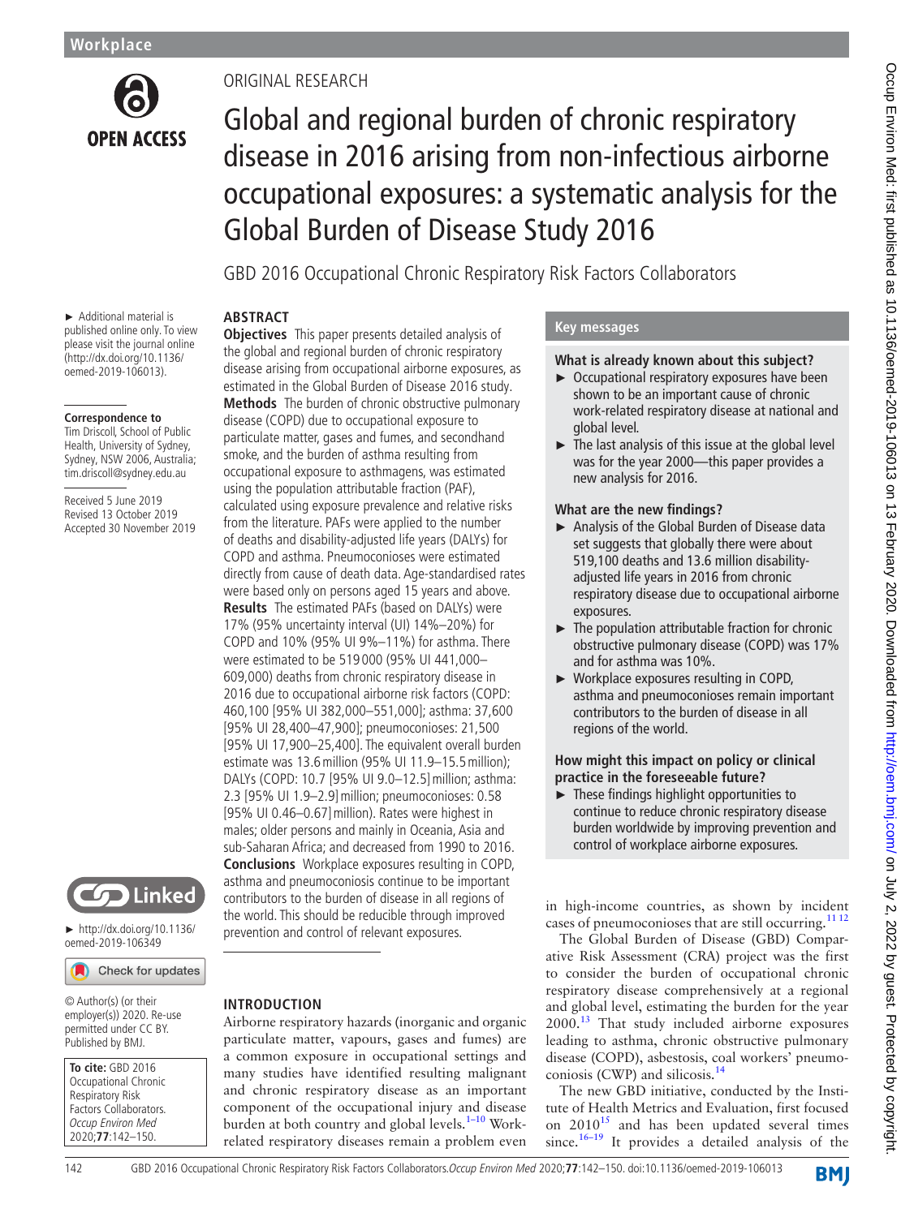ORIGINAL RESEARCH

# Global and regional burden of chronic respiratory disease in 2016 arising from non-infectious airborne occupational exposures: a systematic analysis for the Global Burden of Disease Study 2016

GBD 2016 Occupational Chronic Respiratory Risk Factors Collaborators

► Additional material is published online only. To view please visit the journal online (http://dx.doi.org/10.1136/oemed-2019-106013).

**Correspondence to**
Tim Driscoll, School of Public Health, University of Sydney, Sydney, NSW 2006, Australia; tim.driscoll@sydney.edu.au

Received 5 June 2019
Revised 13 October 2019
Accepted 30 November 2019

► http://dx.doi.org/10.1136/oemed-2019-106349

© Author(s) (or their employer(s)) 2020. Re-use permitted under CC BY. Published by BMJ.

**To cite:** GBD 2016 Occupational Chronic Respiratory Risk Factors Collaborators. *Occup Environ Med* 2020;**77**:142–150.

## ABSTRACT

**Objectives** This paper presents detailed analysis of the global and regional burden of chronic respiratory disease arising from occupational airborne exposures, as estimated in the Global Burden of Disease 2016 study.

**Methods** The burden of chronic obstructive pulmonary disease (COPD) due to occupational exposure to particulate matter, gases and fumes, and secondhand smoke, and the burden of asthma resulting from occupational exposure to asthmagens, was estimated using the population attributable fraction (PAF), calculated using exposure prevalence and relative risks from the literature. PAFs were applied to the number of deaths and disability-adjusted life years (DALYs) for COPD and asthma. Pneumoconioses were estimated directly from cause of death data. Age-standardised rates were based only on persons aged 15 years and above.

**Results** The estimated PAFs (based on DALYs) were 17% (95% uncertainty interval (UI) 14%–20%) for COPD and 10% (95% UI 9%–11%) for asthma. There were estimated to be 519 000 (95% UI 441,000–609,000) deaths from chronic respiratory disease in 2016 due to occupational airborne risk factors (COPD: 460,100 [95% UI 382,000–551,000]; asthma: 37,600 [95% UI 28,400–47,900]; pneumoconioses: 21,500 [95% UI 17,900–25,400]. The equivalent overall burden estimate was 13.6 million (95% UI 11.9–15.5 million); DALYs (COPD: 10.7 [95% UI 9.0–12.5] million; asthma: 2.3 [95% UI 1.9–2.9] million; pneumoconioses: 0.58 [95% UI 0.46–0.67] million). Rates were highest in males; older persons and mainly in Oceania, Asia and sub-Saharan Africa; and decreased from 1990 to 2016.

**Conclusions** Workplace exposures resulting in COPD, asthma and pneumoconiosis continue to be important contributors to the burden of disease in all regions of the world. This should be reducible through improved prevention and control of relevant exposures.

## Key messages

**What is already known about this subject?**

- Occupational respiratory exposures have been shown to be an important cause of chronic work-related respiratory disease at national and global level.
- The last analysis of this issue at the global level was for the year 2000—this paper provides a new analysis for 2016.

**What are the new findings?**

- Analysis of the Global Burden of Disease data set suggests that globally there were about 519,100 deaths and 13.6 million disability-adjusted life years in 2016 from chronic respiratory disease due to occupational airborne exposures.
- The population attributable fraction for chronic obstructive pulmonary disease (COPD) was 17% and for asthma was 10%.
- Workplace exposures resulting in COPD, asthma and pneumoconioses remain important contributors to the burden of disease in all regions of the world.

**How might this impact on policy or clinical practice in the foreseeable future?**

- These findings highlight opportunities to continue to reduce chronic respiratory disease burden worldwide by improving prevention and control of workplace airborne exposures.

## INTRODUCTION

Airborne respiratory hazards (inorganic and organic particulate matter, vapours, gases and fumes) are a common exposure in occupational settings and many studies have identified resulting malignant and chronic respiratory disease as an important component of the occupational injury and disease burden at both country and global levels.[1–10] Work-related respiratory diseases remain a problem even in high-income countries, as shown by incident cases of pneumoconioses that are still occurring.[11 12]

The Global Burden of Disease (GBD) Comparative Risk Assessment (CRA) project was the first to consider the burden of occupational chronic respiratory disease comprehensively at a regional and global level, estimating the burden for the year 2000.[13] That study included airborne exposures leading to asthma, chronic obstructive pulmonary disease (COPD), asbestosis, coal workers' pneumoconiosis (CWP) and silicosis.[14]

The new GBD initiative, conducted by the Institute of Health Metrics and Evaluation, first focused on 2010[15] and has been updated several times since.[16–19] It provides a detailed analysis of the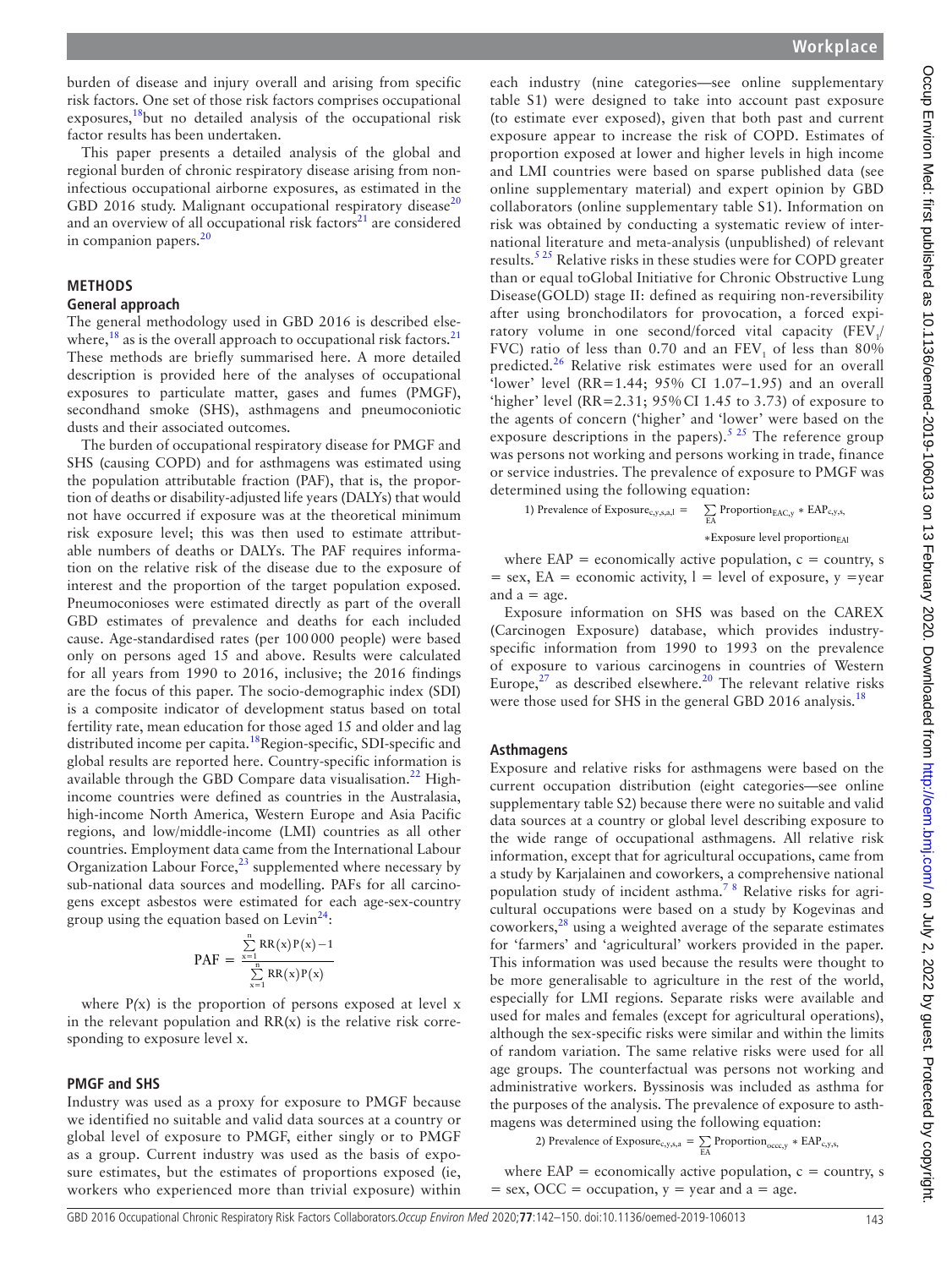burden of disease and injury overall and arising from specific risk factors. One set of those risk factors comprises occupational exposures,[18] but no detailed analysis of the occupational risk factor results has been undertaken.

This paper presents a detailed analysis of the global and regional burden of chronic respiratory disease arising from non-infectious occupational airborne exposures, as estimated in the GBD 2016 study. Malignant occupational respiratory disease[20] and an overview of all occupational risk factors[21] are considered in companion papers.[20]

## METHODS

### General approach

The general methodology used in GBD 2016 is described elsewhere,[18] as is the overall approach to occupational risk factors.[21] These methods are briefly summarised here. A more detailed description is provided here of the analyses of occupational exposures to particulate matter, gases and fumes (PMGF), secondhand smoke (SHS), asthmagens and pneumoconiotic dusts and their associated outcomes.

The burden of occupational respiratory disease for PMGF and SHS (causing COPD) and for asthmagens was estimated using the population attributable fraction (PAF), that is, the proportion of deaths or disability-adjusted life years (DALYs) that would not have occurred if exposure was at the theoretical minimum risk exposure level; this was then used to estimate attributable numbers of deaths or DALYs. The PAF requires information on the relative risk of the disease due to the exposure of interest and the proportion of the target population exposed. Pneumoconioses were estimated directly as part of the overall GBD estimates of prevalence and deaths for each included cause. Age-standardised rates (per 100 000 people) were based only on persons aged 15 and above. Results were calculated for all years from 1990 to 2016, inclusive; the 2016 findings are the focus of this paper. The socio-demographic index (SDI) is a composite indicator of development status based on total fertility rate, mean education for those aged 15 and older and lag distributed income per capita.[18] Region-specific, SDI-specific and global results are reported here. Country-specific information is available through the GBD Compare data visualisation.[22] High-income countries were defined as countries in the Australasia, high-income North America, Western Europe and Asia Pacific regions, and low/middle-income (LMI) countries as all other countries. Employment data came from the International Labour Organization Labour Force,[23] supplemented where necessary by sub-national data sources and modelling. PAFs for all carcinogens except asbestos were estimated for each age-sex-country group using the equation based on Levin[24]:

$$PAF = \frac{\sum_{x=1}^{n} RR(x)P(x) - 1}{\sum_{x=1}^{n} RR(x)P(x)}$$

where $P(x)$ is the proportion of persons exposed at level x in the relevant population and $RR(x)$ is the relative risk corresponding to exposure level x.

### PMGF and SHS

Industry was used as a proxy for exposure to PMGF because we identified no suitable and valid data sources at a country or global level of exposure to PMGF, either singly or to PMGF as a group. Current industry was used as the basis of exposure estimates, but the estimates of proportions exposed (ie, workers who experienced more than trivial exposure) within each industry (nine categories—see online supplementary table S1) were designed to take into account past exposure (to estimate ever exposed), given that both past and current exposure appear to increase the risk of COPD. Estimates of proportion exposed at lower and higher levels in high income and LMI countries were based on sparse published data (see online supplementary material) and expert opinion by GBD collaborators (online supplementary table S1). Information on risk was obtained by conducting a systematic review of international literature and meta-analysis (unpublished) of relevant results.[5,25] Relative risks in these studies were for COPD greater than or equal toGlobal Initiative for Chronic Obstructive Lung Disease(GOLD) stage II: defined as requiring non-reversibility after using bronchodilators for provocation, a forced expiratory volume in one second/forced vital capacity ($FEV_1$/FVC) ratio of less than 0.70 and an $FEV_1$ of less than 80% predicted.[26] Relative risk estimates were used for an overall 'lower' level (RR=1.44; 95% CI 1.07–1.95) and an overall 'higher' level (RR=2.31; 95% CI 1.45 to 3.73) of exposure to the agents of concern ('higher' and 'lower' were based on the exposure descriptions in the papers).[5,25] The reference group was persons not working and persons working in trade, finance or service industries. The prevalence of exposure to PMGF was determined using the following equation:

$$\text{1) Prevalence of Exposure}_{c,y,s,a,l} = \sum_{EA} \text{Proportion}_{EAC,y} * \text{EAP}_{c,y,s,} * \text{Exposure level proportion}_{EAl}$$

where EAP = economically active population, c = country, s = sex, EA = economic activity, l = level of exposure, y = year and a = age.

Exposure information on SHS was based on the CAREX (Carcinogen Exposure) database, which provides industry-specific information from 1990 to 1993 on the prevalence of exposure to various carcinogens in countries of Western Europe,[27] as described elsewhere.[20] The relevant relative risks were those used for SHS in the general GBD 2016 analysis.[18]

### Asthmagens

Exposure and relative risks for asthmagens were based on the current occupation distribution (eight categories—see online supplementary table S2) because there were no suitable and valid data sources at a country or global level describing exposure to the wide range of occupational asthmagens. All relative risk information, except that for agricultural occupations, came from a study by Karjalainen and coworkers, a comprehensive national population study of incident asthma.[7,8] Relative risks for agricultural occupations were based on a study by Kogevinas and coworkers,[28] using a weighted average of the separate estimates for 'farmers' and 'agricultural' workers provided in the paper. This information was used because the results were thought to be more generalisable to agriculture in the rest of the world, especially for LMI regions. Separate risks were available and used for males and females (except for agricultural operations), although the sex-specific risks were similar and within the limits of random variation. The same relative risks were used for all age groups. The counterfactual was persons not working and administrative workers. Byssinosis was included as asthma for the purposes of the analysis. The prevalence of exposure to asthmagens was determined using the following equation:

$$\text{2) Prevalence of Exposure}_{c,y,s,a} = \sum_{EA} \text{Proportion}_{occc,y} * \text{EAP}_{c,y,s,}$$

where EAP = economically active population, c = country, s = sex, OCC = occupation, y = year and a = age.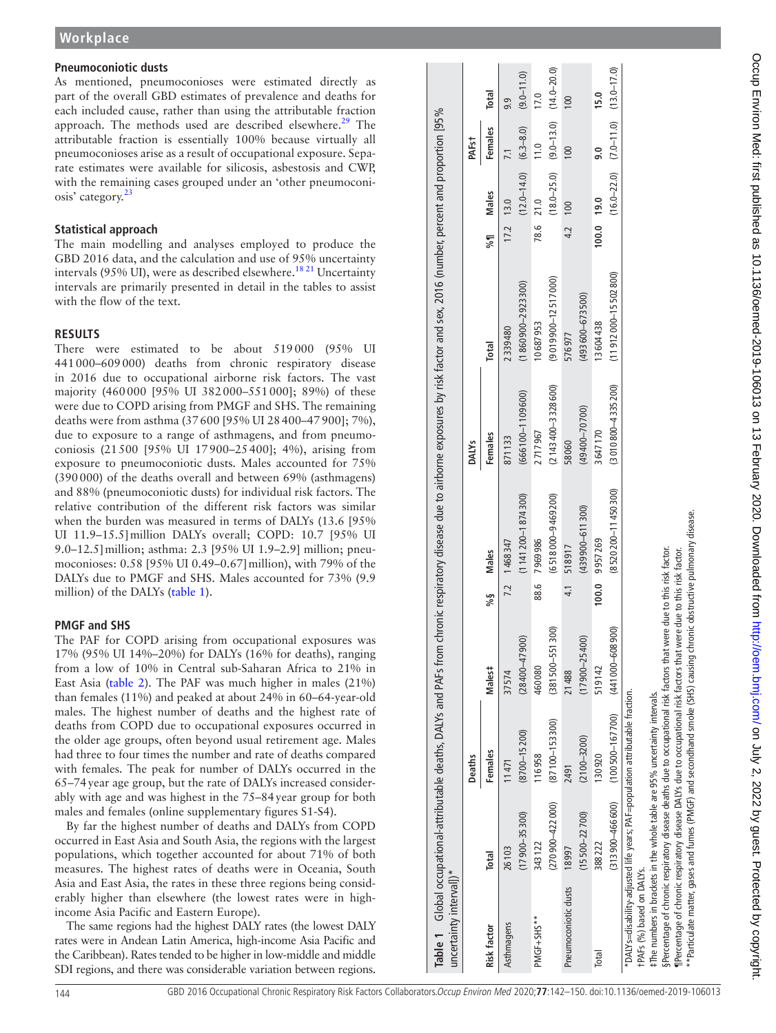### Pneumoconiotic dusts

As mentioned, pneumoconioses were estimated directly as part of the overall GBD estimates of prevalence and deaths for each included cause, rather than using the attributable fraction approach. The methods used are described elsewhere.[29] The attributable fraction is essentially 100% because virtually all pneumoconioses arise as a result of occupational exposure. Separate estimates were available for silicosis, asbestosis and CWP, with the remaining cases grouped under an 'other pneumoconiosis' category.[23]

### Statistical approach

The main modelling and analyses employed to produce the GBD 2016 data, and the calculation and use of 95% uncertainty intervals (95% UI), were as described elsewhere.[18 21] Uncertainty intervals are primarily presented in detail in the tables to assist with the flow of the text.

## RESULTS

There were estimated to be about 519 000 (95% UI 441 000–609 000) deaths from chronic respiratory disease in 2016 due to occupational airborne risk factors. The vast majority (460 000 [95% UI 382 000–551 000]; 89%) of these were due to COPD arising from PMGF and SHS. The remaining deaths were from asthma (37 600 [95% UI 28 400–47 900]; 7%), due to exposure to a range of asthmagens, and from pneumoconiosis (21 500 [95% UI 17 900–25 400]; 4%), arising from exposure to pneumoconiotic dusts. Males accounted for 75% (390 000) of the deaths overall and between 69% (asthmagens) and 88% (pneumoconiotic dusts) for individual risk factors. The relative contribution of the different risk factors was similar when the burden was measured in terms of DALYs (13.6 [95% UI 11.9–15.5] million DALYs overall; COPD: 10.7 [95% UI 9.0–12.5] million; asthma: 2.3 [95% UI 1.9–2.9] million; pneumoconioses: 0.58 [95% UI 0.49–0.67] million), with 79% of the DALYs due to PMGF and SHS. Males accounted for 73% (9.9 million) of the DALYs (table 1).

Table 1 Global occupational-attributable deaths, DALYs and PAFs from chronic respiratory disease due to airborne exposures by risk factor and sex, 2016 (number, percent and proportion [95% uncertainty interval])*

| Risk factor | Deaths | | | | DALYs | | | | PAFs† | | |
|---|---|---|---|---|---|---|---|---|---|---|---|
| | Total | Females | Males‡ | %§ | Males | Females | Total | %¶ | Males | Females | Total |
| Asthmagens | 26 103 (17 900–35 300) | 11 471 (8700–15 200) | 37 574 (28 400–47 900) | 7.2 | 1 468 347 (1 141 200–1 874 300) | 871 133 (666 100–1 109 600) | 2 339 480 (1 860 900–2 923 300) | 17.2 | 13.0 (12.0–14.0) | 7.1 (6.3–8.0) | 9.9 (9.0–11.0) |
| PMGF+SHS** | 343 122 (270 900–422 000) | 116 958 (87 100–153 300) | 460 080 (381 500–551 300) | 88.6 | 7 969 986 (6 518 000–9 469 200) | 2 717 967 (2 143 400–3 328 600) | 10 687 953 (9 019 900–12 517 000) | 78.6 | 21.0 (18.0–25.0) | 11.0 (9.0–13.0) | 17.0 (14.0–20.0) |
| Pneumoconiotic dusts | 18 997 (15 500–22 700) | 2491 (2100–3200) | 21 488 (17 900–25 400) | 4.1 | 518 917 (439 900–611 300) | 58 060 (49 400–70 700) | 576 977 (493 600–673 500) | 4.2 | 100 | 100 | 100 |
| Total | 388 222 (313 900–466 600) | 130 920 (100 500–167 700) | 519 142 (441 000–608 900) | 100.0 | 9 957 269 (8 520 200–11 450 300) | 3 647 170 (3 010 800–4 335 200) | 13 604 438 (11 912 000–15 502 800) | 100.0 | 19.0 (16.0–22.0) | 9.0 (7.0–11.0) | 15.0 (13.0–17.0) |

*DALY=disability-adjusted life years; PAF=population attributable fraction.
†PAFs (%) based on DALYs.
‡The numbers in brackets in the whole table are 95% uncertainty intervals.
§Percentage of chronic respiratory disease deaths due to occupational risk factors that were due to this risk factor.
¶Percentage of chronic respiratory disease DALYs due to occupational risk factors that were due to this risk factor.
**Particulate matter, gases and fumes (PMGF) and secondhand smoke (SHS) causing chronic obstructive pulmonary disease.

### PMGF and SHS

The PAF for COPD arising from occupational exposures was 17% (95% UI 14%–20%) for DALYs (16% for deaths), ranging from a low of 10% in Central sub-Saharan Africa to 21% in East Asia (table 2). The PAF was much higher in males (21%) than females (11%) and peaked at about 24% in 60–64-year-old males. The highest number of deaths and the highest rate of deaths from COPD due to occupational exposures occurred in the older age groups, often beyond usual retirement age. Males had three to four times the number and rate of deaths compared with females. The peak for number of DALYs occurred in the 65–74 year age group, but the rate of DALYs increased considerably with age and was highest in the 75–84 year group for both males and females (online supplementary figures S1-S4).

By far the highest number of deaths and DALYs from COPD occurred in East Asia and South Asia, the regions with the largest populations, which together accounted for about 71% of both measures. The highest rates of deaths were in Oceania, South Asia and East Asia, the rates in these three regions being considerably higher than elsewhere (the lowest rates were in high-income Asia Pacific and Eastern Europe).

The same regions had the highest DALY rates (the lowest DALY rates were in Andean Latin America, high-income Asia Pacific and the Caribbean). Rates tended to be higher in low-middle and middle SDI regions, and there was considerable variation between regions.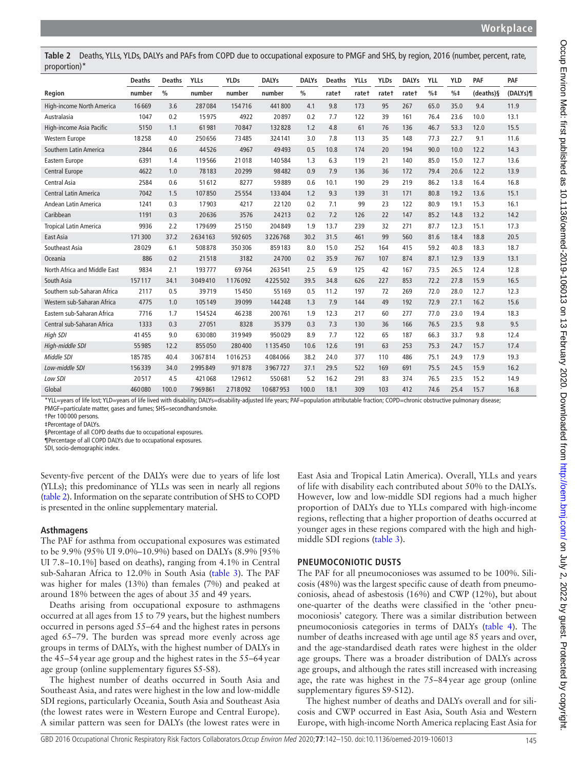**Table 2** Deaths, YLLs, YLDs, DALYs and PAFs from COPD due to occupational exposure to PMGF and SHS, by region, 2016 (number, percent, rate, proportion)*

| Region | Deaths number | Deaths % | YLLs number | YLDs number | DALYs number | DALYs % | Deaths rate† | YLLs rate† | YLDs rate† | DALYs rate† | YLL %‡ | YLD %‡ | PAF (deaths)§ | PAF (DALYs)¶ |
|---|---|---|---|---|---|---|---|---|---|---|---|---|---|---|
| High-income North America | 16669 | 3.6 | 287084 | 154716 | 441800 | 4.1 | 9.8 | 173 | 95 | 267 | 65.0 | 35.0 | 9.4 | 11.9 |
| Australasia | 1047 | 0.2 | 15975 | 4922 | 20897 | 0.2 | 7.7 | 122 | 39 | 161 | 76.4 | 23.6 | 10.0 | 13.1 |
| High-income Asia Pacific | 5150 | 1.1 | 61981 | 70847 | 132828 | 1.2 | 4.8 | 61 | 76 | 136 | 46.7 | 53.3 | 12.0 | 15.5 |
| Western Europe | 18258 | 4.0 | 250656 | 73485 | 324141 | 3.0 | 7.8 | 113 | 35 | 148 | 77.3 | 22.7 | 9.1 | 11.6 |
| Southern Latin America | 2844 | 0.6 | 44526 | 4967 | 49493 | 0.5 | 10.8 | 174 | 20 | 194 | 90.0 | 10.0 | 12.2 | 14.3 |
| Eastern Europe | 6391 | 1.4 | 119566 | 21018 | 140584 | 1.3 | 6.3 | 119 | 21 | 140 | 85.0 | 15.0 | 12.7 | 13.6 |
| Central Europe | 4622 | 1.0 | 78183 | 20299 | 98482 | 0.9 | 7.9 | 136 | 36 | 172 | 79.4 | 20.6 | 12.2 | 13.9 |
| Central Asia | 2584 | 0.6 | 51612 | 8277 | 59889 | 0.6 | 10.1 | 190 | 29 | 219 | 86.2 | 13.8 | 16.4 | 16.8 |
| Central Latin America | 7042 | 1.5 | 107850 | 25554 | 133404 | 1.2 | 9.3 | 139 | 31 | 171 | 80.8 | 19.2 | 13.6 | 15.1 |
| Andean Latin America | 1241 | 0.3 | 17903 | 4217 | 22120 | 0.2 | 7.1 | 99 | 23 | 122 | 80.9 | 19.1 | 15.3 | 16.1 |
| Caribbean | 1191 | 0.3 | 20636 | 3576 | 24213 | 0.2 | 7.2 | 126 | 22 | 147 | 85.2 | 14.8 | 13.2 | 14.2 |
| Tropical Latin America | 9936 | 2.2 | 179699 | 25150 | 204849 | 1.9 | 13.7 | 239 | 32 | 271 | 87.7 | 12.3 | 15.1 | 17.3 |
| East Asia | 171300 | 37.2 | 2634163 | 592605 | 3226768 | 30.2 | 31.5 | 461 | 99 | 560 | 81.6 | 18.4 | 18.8 | 20.5 |
| Southeast Asia | 28029 | 6.1 | 508878 | 350306 | 859183 | 8.0 | 15.0 | 252 | 164 | 415 | 59.2 | 40.8 | 18.3 | 18.7 |
| Oceania | 886 | 0.2 | 21518 | 3182 | 24700 | 0.2 | 35.9 | 767 | 107 | 874 | 87.1 | 12.9 | 13.9 | 13.1 |
| North Africa and Middle East | 9834 | 2.1 | 193777 | 69764 | 263541 | 2.5 | 6.9 | 125 | 42 | 167 | 73.5 | 26.5 | 12.4 | 12.8 |
| South Asia | 157117 | 34.1 | 3049410 | 1176092 | 4225502 | 39.5 | 34.8 | 626 | 227 | 853 | 72.2 | 27.8 | 15.9 | 16.5 |
| Southern sub-Saharan Africa | 2117 | 0.5 | 39719 | 15450 | 55169 | 0.5 | 11.2 | 197 | 72 | 269 | 72.0 | 28.0 | 12.7 | 12.3 |
| Western sub-Saharan Africa | 4775 | 1.0 | 105149 | 39099 | 144248 | 1.3 | 7.9 | 144 | 49 | 192 | 72.9 | 27.1 | 16.2 | 15.6 |
| Eastern sub-Saharan Africa | 7716 | 1.7 | 154524 | 46238 | 200761 | 1.9 | 12.3 | 217 | 60 | 277 | 77.0 | 23.0 | 19.4 | 18.3 |
| Central sub-Saharan Africa | 1333 | 0.3 | 27051 | 8328 | 35379 | 0.3 | 7.3 | 130 | 36 | 166 | 76.5 | 23.5 | 9.8 | 9.5 |
| *High SDI* | 41455 | 9.0 | 630080 | 319949 | 950029 | 8.9 | 7.7 | 122 | 65 | 187 | 66.3 | 33.7 | 9.8 | 12.4 |
| *High-middle SDI* | 55985 | 12.2 | 855050 | 280400 | 1135450 | 10.6 | 12.6 | 191 | 63 | 253 | 75.3 | 24.7 | 15.7 | 17.4 |
| *Middle SDI* | 185785 | 40.4 | 3067814 | 1016253 | 4084066 | 38.2 | 24.0 | 377 | 110 | 486 | 75.1 | 24.9 | 17.9 | 19.3 |
| *Low-middle SDI* | 156339 | 34.0 | 2995849 | 971878 | 3967727 | 37.1 | 29.5 | 522 | 169 | 691 | 75.5 | 24.5 | 15.9 | 16.2 |
| *Low SDI* | 20517 | 4.5 | 421068 | 129612 | 550681 | 5.2 | 16.2 | 291 | 83 | 374 | 76.5 | 23.5 | 15.2 | 14.9 |
| Global | 460080 | 100.0 | 7969861 | 2718092 | 10687953 | 100.0 | 18.1 | 309 | 103 | 412 | 74.6 | 25.4 | 15.7 | 16.8 |

*YLL=years of life lost; YLD=years of life lived with disability; DALYs=disability-adjusted life years; PAF=population attributable fraction; COPD=chronic obstructive pulmonary disease; PMGF=particulate matter, gases and fumes; SHS=secondhand smoke.
†Per 100 000 persons.
‡Percentage of DALYs.
§Percentage of all COPD deaths due to occupational exposures.
¶Percentage of all COPD DALYs due to occupational exposures.
SDI, socio-demographic index.

Seventy-five percent of the DALYs were due to years of life lost (YLLs); this predominance of YLLs was seen in nearly all regions (table 2). Information on the separate contribution of SHS to COPD is presented in the online supplementary material.

### Asthmagens

The PAF for asthma from occupational exposures was estimated to be 9.9% (95% UI 9.0%–10.9%) based on DALYs (8.9% [95% UI 7.8–10.1%] based on deaths), ranging from 4.1% in Central sub-Saharan Africa to 12.0% in South Asia (table 3). The PAF was higher for males (13%) than females (7%) and peaked at around 18% between the ages of about 35 and 49 years.

Deaths arising from occupational exposure to asthmagens occurred at all ages from 15 to 79 years, but the highest numbers occurred in persons aged 55–64 and the highest rates in persons aged 65–79. The burden was spread more evenly across age groups in terms of DALYs, with the highest number of DALYs in the 45–54 year age group and the highest rates in the 55–64 year age group (online supplementary figures S5-S8).

The highest number of deaths occurred in South Asia and Southeast Asia, and rates were highest in the low and low-middle SDI regions, particularly Oceania, South Asia and Southeast Asia (the lowest rates were in Western Europe and Central Europe). A similar pattern was seen for DALYs (the lowest rates were in East Asia and Tropical Latin America). Overall, YLLs and years of life with disability each contributed about 50% to the DALYs. However, low and low-middle SDI regions had a much higher proportion of DALYs due to YLLs compared with high-income regions, reflecting that a higher proportion of deaths occurred at younger ages in these regions compared with the high and high-middle SDI regions (table 3).

### Pneumoconiotic dusts

The PAF for all pneumoconioses was assumed to be 100%. Silicosis (48%) was the largest specific cause of death from pneumoconiosis, ahead of asbestosis (16%) and CWP (12%), but about one-quarter of the deaths were classified in the 'other pneumoconiosis' category. There was a similar distribution between pneumoconiosis categories in terms of DALYs (table 4). The number of deaths increased with age until age 85 years and over, and the age-standardised death rates were highest in the older age groups. There was a broader distribution of DALYs across age groups, and although the rates still increased with increasing age, the rate was highest in the 75–84 year age group (online supplementary figures S9-S12).

The highest number of deaths and DALYs overall and for silicosis and CWP occurred in East Asia, South Asia and Western Europe, with high-income North America replacing East Asia for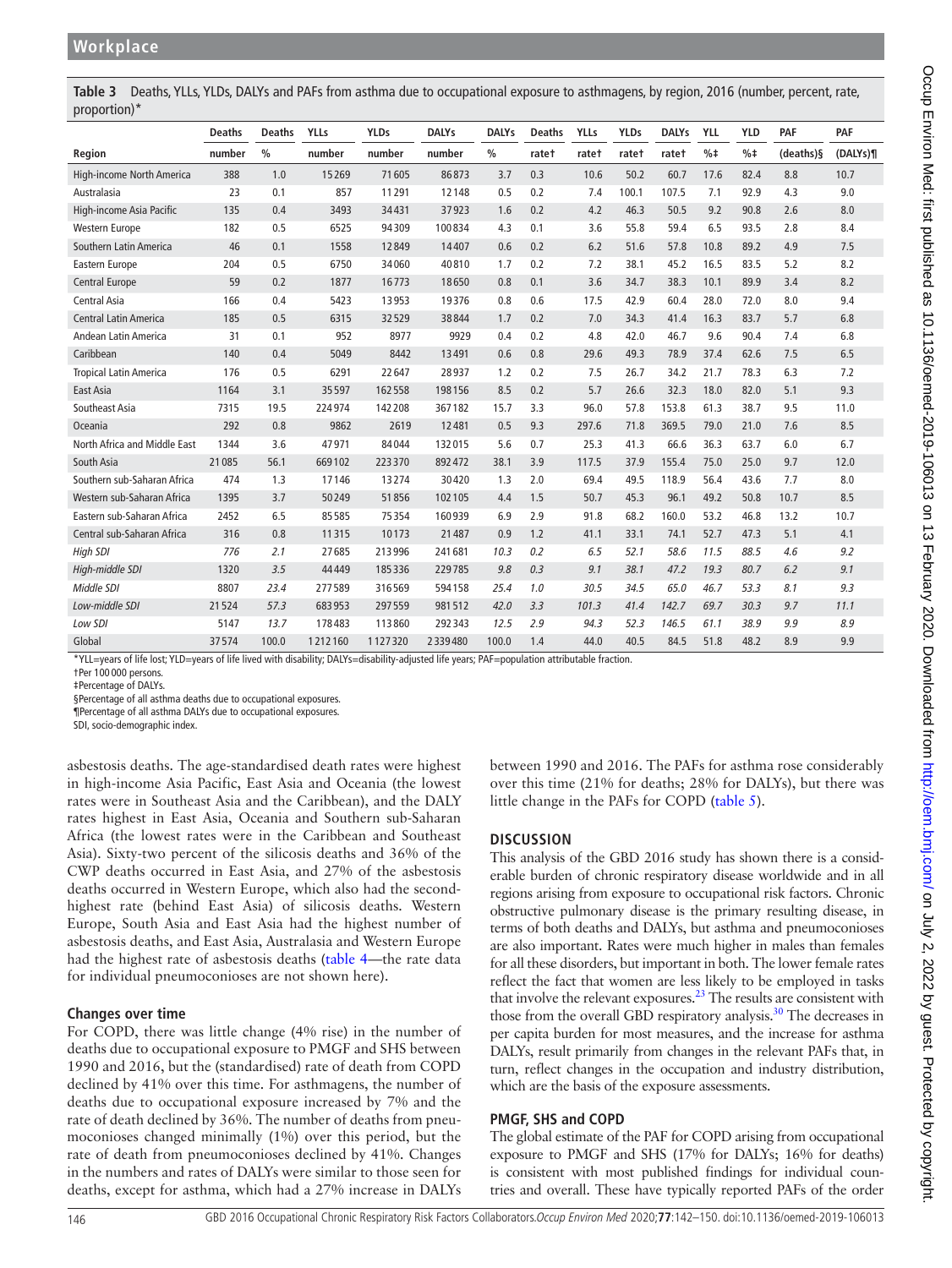**Table 3** Deaths, YLLs, YLDs, DALYs and PAFs from asthma due to occupational exposure to asthmagens, by region, 2016 (number, percent, rate, proportion)*

| Region | Deaths number | Deaths % | YLLs number | YLDs number | DALYs number | DALYs % | Deaths rate† | YLLs rate† | YLDs rate† | DALYs rate† | YLL %‡ | YLD %‡ | PAF (deaths)§ | PAF (DALYs)¶ |
|---|---|---|---|---|---|---|---|---|---|---|---|---|---|---|
| High-income North America | 388 | 1.0 | 15269 | 71605 | 86873 | 3.7 | 0.3 | 10.6 | 50.2 | 60.7 | 17.6 | 82.4 | 8.8 | 10.7 |
| Australasia | 23 | 0.1 | 857 | 11291 | 12148 | 0.5 | 0.2 | 7.4 | 100.1 | 107.5 | 7.1 | 92.9 | 4.3 | 9.0 |
| High-income Asia Pacific | 135 | 0.4 | 3493 | 34431 | 37923 | 1.6 | 0.2 | 4.2 | 46.3 | 50.5 | 9.2 | 90.8 | 2.6 | 8.0 |
| Western Europe | 182 | 0.5 | 6525 | 94309 | 100834 | 4.3 | 0.1 | 3.6 | 55.8 | 59.4 | 6.5 | 93.5 | 2.8 | 8.4 |
| Southern Latin America | 46 | 0.1 | 1558 | 12849 | 14407 | 0.6 | 0.2 | 6.2 | 51.6 | 57.8 | 10.8 | 89.2 | 4.9 | 7.5 |
| Eastern Europe | 204 | 0.5 | 6750 | 34060 | 40810 | 1.7 | 0.2 | 7.2 | 38.1 | 45.2 | 16.5 | 83.5 | 5.2 | 8.2 |
| Central Europe | 59 | 0.2 | 1877 | 16773 | 18650 | 0.8 | 0.1 | 3.6 | 34.7 | 38.3 | 10.1 | 89.9 | 3.4 | 8.2 |
| Central Asia | 166 | 0.4 | 5423 | 13953 | 19376 | 0.8 | 0.6 | 17.5 | 42.9 | 60.4 | 28.0 | 72.0 | 8.0 | 9.4 |
| Central Latin America | 185 | 0.5 | 6315 | 32529 | 38844 | 1.7 | 0.2 | 7.0 | 34.3 | 41.4 | 16.3 | 83.7 | 5.7 | 6.8 |
| Andean Latin America | 31 | 0.1 | 952 | 8977 | 9929 | 0.4 | 0.2 | 4.8 | 42.0 | 46.7 | 9.6 | 90.4 | 7.4 | 6.8 |
| Caribbean | 140 | 0.4 | 5049 | 8442 | 13491 | 0.6 | 0.8 | 29.6 | 49.3 | 78.9 | 37.4 | 62.6 | 7.5 | 6.5 |
| Tropical Latin America | 176 | 0.5 | 6291 | 22647 | 28937 | 1.2 | 0.2 | 7.5 | 26.7 | 34.2 | 21.7 | 78.3 | 6.3 | 7.2 |
| East Asia | 1164 | 3.1 | 35597 | 162558 | 198156 | 8.5 | 0.2 | 5.7 | 26.6 | 32.3 | 18.0 | 82.0 | 5.1 | 9.3 |
| Southeast Asia | 7315 | 19.5 | 224974 | 142208 | 367182 | 15.7 | 3.3 | 96.0 | 57.8 | 153.8 | 61.3 | 38.7 | 9.5 | 11.0 |
| Oceania | 292 | 0.8 | 9862 | 2619 | 12481 | 0.5 | 9.3 | 297.6 | 71.8 | 369.5 | 79.0 | 21.0 | 7.6 | 8.5 |
| North Africa and Middle East | 1344 | 3.6 | 47971 | 84044 | 132015 | 5.6 | 0.7 | 25.3 | 41.3 | 66.6 | 36.3 | 63.7 | 6.0 | 6.7 |
| South Asia | 21085 | 56.1 | 669102 | 223370 | 892472 | 38.1 | 3.9 | 117.5 | 37.9 | 155.4 | 75.0 | 25.0 | 9.7 | 12.0 |
| Southern sub-Saharan Africa | 474 | 1.3 | 17146 | 13274 | 30420 | 1.3 | 2.0 | 69.4 | 49.5 | 118.9 | 56.4 | 43.6 | 7.7 | 8.0 |
| Western sub-Saharan Africa | 1395 | 3.7 | 50249 | 51856 | 102105 | 4.4 | 1.5 | 50.7 | 45.3 | 96.1 | 49.2 | 50.8 | 10.7 | 8.5 |
| Eastern sub-Saharan Africa | 2452 | 6.5 | 85585 | 75354 | 160939 | 6.9 | 2.9 | 91.8 | 68.2 | 160.0 | 53.2 | 46.8 | 13.2 | 10.7 |
| Central sub-Saharan Africa | 316 | 0.8 | 11315 | 10173 | 21487 | 0.9 | 1.2 | 41.1 | 33.1 | 74.1 | 52.7 | 47.3 | 5.1 | 4.1 |
| *High SDI* | *776* | *2.1* | *27685* | *213996* | *241681* | *10.3* | *0.2* | *6.5* | *52.1* | *58.6* | *11.5* | *88.5* | *4.6* | *9.2* |
| *High-middle SDI* | *1320* | *3.5* | *44449* | *185336* | *229785* | *9.8* | *0.3* | *9.1* | *38.1* | *47.2* | *19.3* | *80.7* | *6.2* | *9.1* |
| *Middle SDI* | *8807* | *23.4* | *277589* | *316569* | *594158* | *25.4* | *1.0* | *30.5* | *34.5* | *65.0* | *46.7* | *53.3* | *8.1* | *9.3* |
| *Low-middle SDI* | *21524* | *57.3* | *683953* | *297559* | *981512* | *42.0* | *3.3* | *101.3* | *41.4* | *142.7* | *69.7* | *30.3* | *9.7* | *11.1* |
| *Low SDI* | *5147* | *13.7* | *178483* | *113860* | *292343* | *12.5* | *2.9* | *94.3* | *52.3* | *146.5* | *61.1* | *38.9* | *9.9* | *8.9* |
| Global | 37574 | 100.0 | 1212160 | 1127320 | 2339480 | 100.0 | 1.4 | 44.0 | 40.5 | 84.5 | 51.8 | 48.2 | 8.9 | 9.9 |

*YLL=years of life lost; YLD=years of life lived with disability; DALYs=disability-adjusted life years; PAF=population attributable fraction.
†Per 100 000 persons.
‡Percentage of DALYs.
§Percentage of all asthma deaths due to occupational exposures.
¶Percentage of all asthma DALYs due to occupational exposures.
SDI, socio-demographic index.

asbestosis deaths. The age-standardised death rates were highest in high-income Asia Pacific, East Asia and Oceania (the lowest rates were in Southeast Asia and the Caribbean), and the DALY rates highest in East Asia, Oceania and Southern sub-Saharan Africa (the lowest rates were in the Caribbean and Southeast Asia). Sixty-two percent of the silicosis deaths and 36% of the CWP deaths occurred in East Asia, and 27% of the asbestosis deaths occurred in Western Europe, which also had the second-highest rate (behind East Asia) of silicosis deaths. Western Europe, South Asia and East Asia had the highest number of asbestosis deaths, and East Asia, Australasia and Western Europe had the highest rate of asbestosis deaths (table 4—the rate data for individual pneumoconioses are not shown here).

### Changes over time

For COPD, there was little change (4% rise) in the number of deaths due to occupational exposure to PMGF and SHS between 1990 and 2016, but the (standardised) rate of death from COPD declined by 41% over this time. For asthmagens, the number of deaths due to occupational exposure increased by 7% and the rate of death declined by 36%. The number of deaths from pneumoconioses changed minimally (1%) over this period, but the rate of death from pneumoconioses declined by 41%. Changes in the numbers and rates of DALYs were similar to those seen for deaths, except for asthma, which had a 27% increase in DALYs between 1990 and 2016. The PAFs for asthma rose considerably over this time (21% for deaths; 28% for DALYs), but there was little change in the PAFs for COPD (table 5).

## DISCUSSION

This analysis of the GBD 2016 study has shown there is a considerable burden of chronic respiratory disease worldwide and in all regions arising from exposure to occupational risk factors. Chronic obstructive pulmonary disease is the primary resulting disease, in terms of both deaths and DALYs, but asthma and pneumoconioses are also important. Rates were much higher in males than females for all these disorders, but important in both. The lower female rates reflect the fact that women are less likely to be employed in tasks that involve the relevant exposures.[23] The results are consistent with those from the overall GBD respiratory analysis.[30] The decreases in per capita burden for most measures, and the increase for asthma DALYs, result primarily from changes in the relevant PAFs that, in turn, reflect changes in the occupation and industry distribution, which are the basis of the exposure assessments.

### PMGF, SHS and COPD

The global estimate of the PAF for COPD arising from occupational exposure to PMGF and SHS (17% for DALYs; 16% for deaths) is consistent with most published findings for individual countries and overall. These have typically reported PAFs of the order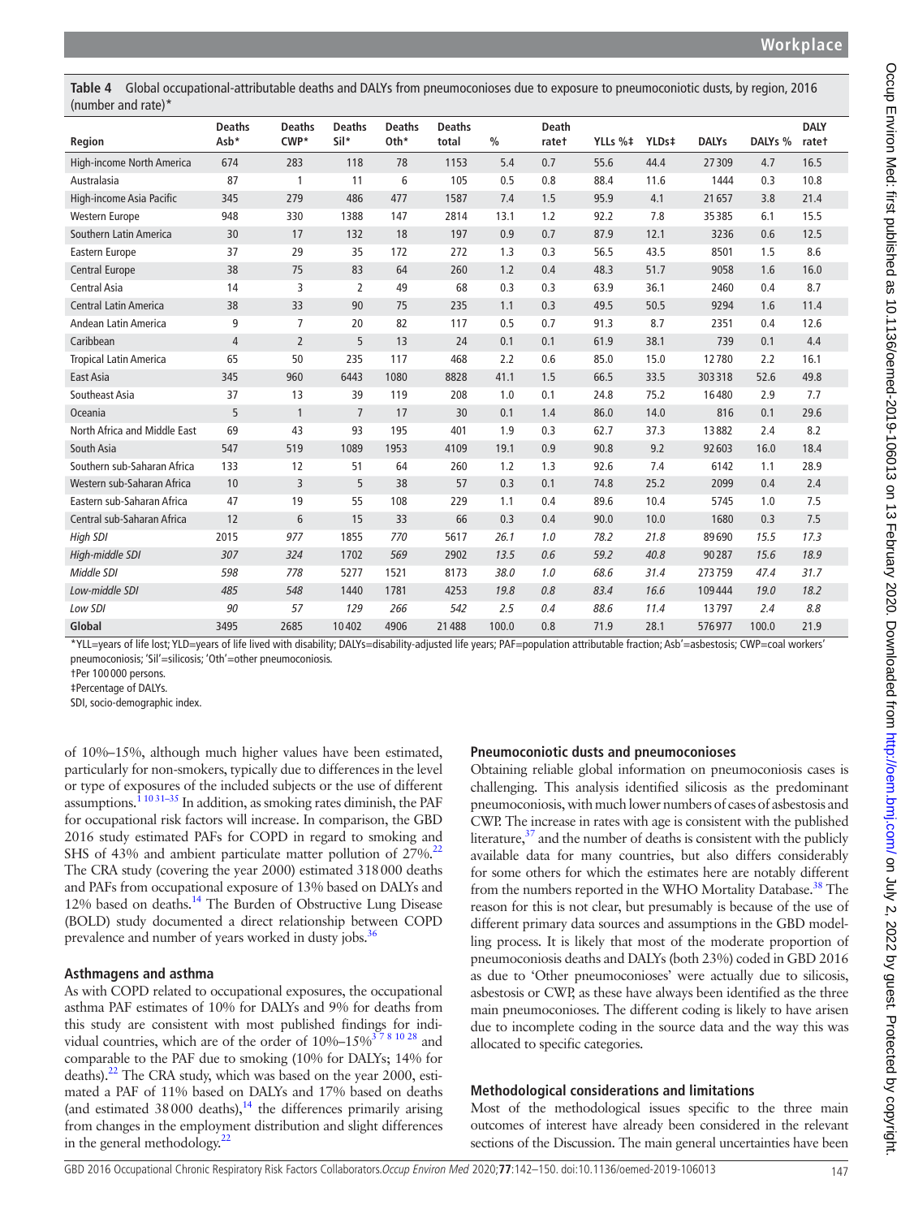**Table 4** Global occupational-attributable deaths and DALYs from pneumoconioses due to exposure to pneumoconiotic dusts, by region, 2016 (number and rate)*

| Region | Deaths Asb* | Deaths CWP* | Deaths Sil* | Deaths Oth* | Deaths total | % | Death rate† | YLLs %‡ | YLDs‡ | DALYs | DALYs % | DALY rate† |
|---|---|---|---|---|---|---|---|---|---|---|---|---|
| High-income North America | 674 | 283 | 118 | 78 | 1153 | 5.4 | 0.7 | 55.6 | 44.4 | 27309 | 4.7 | 16.5 |
| Australasia | 87 | 1 | 11 | 6 | 105 | 0.5 | 0.8 | 88.4 | 11.6 | 1444 | 0.3 | 10.8 |
| High-income Asia Pacific | 345 | 279 | 486 | 477 | 1587 | 7.4 | 1.5 | 95.9 | 4.1 | 21657 | 3.8 | 21.4 |
| Western Europe | 948 | 330 | 1388 | 147 | 2814 | 13.1 | 1.2 | 92.2 | 7.8 | 35385 | 6.1 | 15.5 |
| Southern Latin America | 30 | 17 | 132 | 18 | 197 | 0.9 | 0.7 | 87.9 | 12.1 | 3236 | 0.6 | 12.5 |
| Eastern Europe | 37 | 29 | 35 | 172 | 272 | 1.3 | 0.3 | 56.5 | 43.5 | 8501 | 1.5 | 8.6 |
| Central Europe | 38 | 75 | 83 | 64 | 260 | 1.2 | 0.4 | 48.3 | 51.7 | 9058 | 1.6 | 16.0 |
| Central Asia | 14 | 3 | 2 | 49 | 68 | 0.3 | 0.3 | 63.9 | 36.1 | 2460 | 0.4 | 8.7 |
| Central Latin America | 38 | 33 | 90 | 75 | 235 | 1.1 | 0.3 | 49.5 | 50.5 | 9294 | 1.6 | 11.4 |
| Andean Latin America | 9 | 7 | 20 | 82 | 117 | 0.5 | 0.7 | 91.3 | 8.7 | 2351 | 0.4 | 12.6 |
| Caribbean | 4 | 2 | 5 | 13 | 24 | 0.1 | 0.1 | 61.9 | 38.1 | 739 | 0.1 | 4.4 |
| Tropical Latin America | 65 | 50 | 235 | 117 | 468 | 2.2 | 0.6 | 85.0 | 15.0 | 12780 | 2.2 | 16.1 |
| East Asia | 345 | 960 | 6443 | 1080 | 8828 | 41.1 | 1.5 | 66.5 | 33.5 | 303318 | 52.6 | 49.8 |
| Southeast Asia | 37 | 13 | 39 | 119 | 208 | 1.0 | 0.1 | 24.8 | 75.2 | 16480 | 2.9 | 7.7 |
| Oceania | 5 | 1 | 7 | 17 | 30 | 0.1 | 1.4 | 86.0 | 14.0 | 816 | 0.1 | 29.6 |
| North Africa and Middle East | 69 | 43 | 93 | 195 | 401 | 1.9 | 0.3 | 62.7 | 37.3 | 13882 | 2.4 | 8.2 |
| South Asia | 547 | 519 | 1089 | 1953 | 4109 | 19.1 | 0.9 | 90.8 | 9.2 | 92603 | 16.0 | 18.4 |
| Southern sub-Saharan Africa | 133 | 12 | 51 | 64 | 260 | 1.2 | 1.3 | 92.6 | 7.4 | 6142 | 1.1 | 28.9 |
| Western sub-Saharan Africa | 10 | 3 | 5 | 38 | 57 | 0.3 | 0.1 | 74.8 | 25.2 | 2099 | 0.4 | 2.4 |
| Eastern sub-Saharan Africa | 47 | 19 | 55 | 108 | 229 | 1.1 | 0.4 | 89.6 | 10.4 | 5745 | 1.0 | 7.5 |
| Central sub-Saharan Africa | 12 | 6 | 15 | 33 | 66 | 0.3 | 0.4 | 90.0 | 10.0 | 1680 | 0.3 | 7.5 |
| *High SDI* | 2015 | *977* | 1855 | *770* | 5617 | *26.1* | *1.0* | *78.2* | *21.8* | 89690 | *15.5* | *17.3* |
| *High-middle SDI* | *307* | *324* | 1702 | *569* | 2902 | *13.5* | *0.6* | *59.2* | *40.8* | 90287 | *15.6* | *18.9* |
| *Middle SDI* | *598* | *778* | 5277 | 1521 | 8173 | *38.0* | *1.0* | *68.6* | *31.4* | 273759 | *47.4* | *31.7* |
| *Low-middle SDI* | *485* | *548* | 1440 | 1781 | 4253 | *19.8* | *0.8* | *83.4* | *16.6* | 109444 | *19.0* | *18.2* |
| *Low SDI* | *90* | *57* | *129* | *266* | *542* | *2.5* | *0.4* | *88.6* | *11.4* | 13797 | *2.4* | *8.8* |
| **Global** | 3495 | 2685 | 10402 | 4906 | 21488 | 100.0 | 0.8 | 71.9 | 28.1 | 576977 | 100.0 | 21.9 |

*YLL=years of life lost; YLD=years of life lived with disability; DALYs=disability-adjusted life years; PAF=population attributable fraction; Asb'=asbestosis; CWP=coal workers' pneumoconiosis; 'Sil'=silicosis; 'Oth'=other pneumoconiosis.

†Per 100 000 persons.

‡Percentage of DALYs.

SDI, socio-demographic index.

of 10%–15%, although much higher values have been estimated, particularly for non-smokers, typically due to differences in the level or type of exposures of the included subjects or the use of different assumptions.[1 10 31–35] In addition, as smoking rates diminish, the PAF for occupational risk factors will increase. In comparison, the GBD 2016 study estimated PAFs for COPD in regard to smoking and SHS of 43% and ambient particulate matter pollution of 27%.[22] The CRA study (covering the year 2000) estimated 318 000 deaths and PAFs from occupational exposure of 13% based on DALYs and 12% based on deaths.[14] The Burden of Obstructive Lung Disease (BOLD) study documented a direct relationship between COPD prevalence and number of years worked in dusty jobs.[36]

### Asthmagens and asthma

As with COPD related to occupational exposures, the occupational asthma PAF estimates of 10% for DALYs and 9% for deaths from this study are consistent with most published findings for individual countries, which are of the order of 10%–15%[3 7 8 10 28] and comparable to the PAF due to smoking (10% for DALYs; 14% for deaths).[22] The CRA study, which was based on the year 2000, estimated a PAF of 11% based on DALYs and 17% based on deaths (and estimated 38 000 deaths),[14] the differences primarily arising from changes in the employment distribution and slight differences in the general methodology.[22]

### Pneumoconiotic dusts and pneumoconioses

Obtaining reliable global information on pneumoconiosis cases is challenging. This analysis identified silicosis as the predominant pneumoconiosis, with much lower numbers of cases of asbestosis and CWP. The increase in rates with age is consistent with the published literature,[37] and the number of deaths is consistent with the publicly available data for many countries, but also differs considerably for some others for which the estimates here are notably different from the numbers reported in the WHO Mortality Database.[38] The reason for this is not clear, but presumably is because of the use of different primary data sources and assumptions in the GBD modelling process. It is likely that most of the moderate proportion of pneumoconiosis deaths and DALYs (both 23%) coded in GBD 2016 as due to 'Other pneumoconioses' were actually due to silicosis, asbestosis or CWP, as these have always been identified as the three main pneumoconioses. The different coding is likely to have arisen due to incomplete coding in the source data and the way this was allocated to specific categories.

### Methodological considerations and limitations

Most of the methodological issues specific to the three main outcomes of interest have already been considered in the relevant sections of the Discussion. The main general uncertainties have been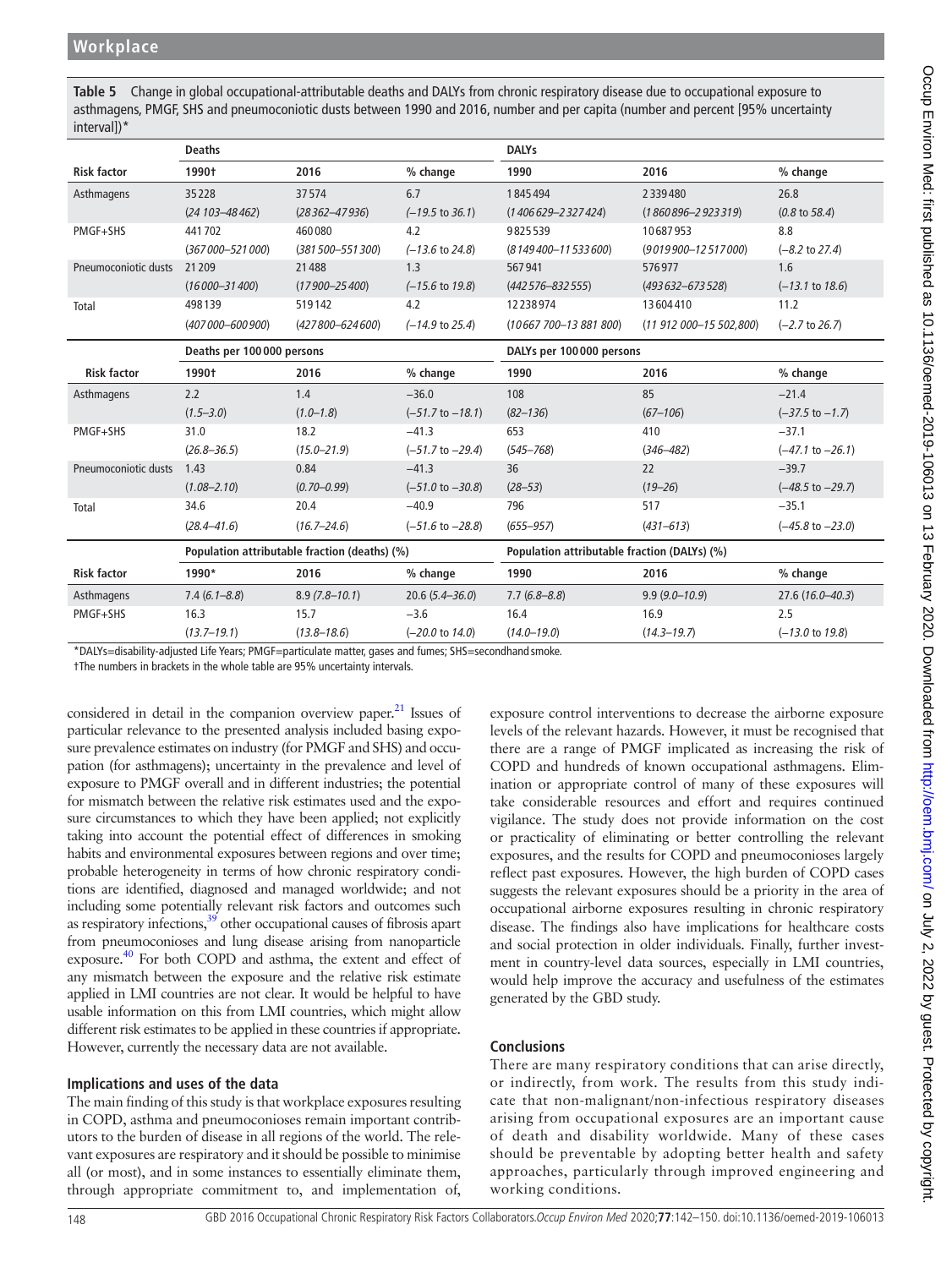**Table 5** Change in global occupational-attributable deaths and DALYs from chronic respiratory disease due to occupational exposure to asthmagens, PMGF, SHS and pneumoconiotic dusts between 1990 and 2016, number and per capita (number and percent [95% uncertainty interval])*

| | Deaths | | | DALYs | | |
|---|---|---|---|---|---|---|
| **Risk factor** | **1990†** | **2016** | **% change** | **1990** | **2016** | **% change** |
| Asthmagens | 35 228 | 37 574 | 6.7 | 1 845 494 | 2 339 480 | 26.8 |
| | *(24 103–48 462)* | *(28 362–47 936)* | *(−19.5 to 36.1)* | *(1 406 629–2 327 424)* | *(1 860 896–2 923 319)* | *(0.8 to 58.4)* |
| PMGF+SHS | 441 702 | 460 080 | 4.2 | 9 825 539 | 10 687 953 | 8.8 |
| | *(367 000–521 000)* | *(381 500–551 300)* | *(−13.6 to 24.8)* | *(8 149 400–11 533 600)* | *(9 019 900–12 517 000)* | *(−8.2 to 27.4)* |
| Pneumoconiotic dusts | 21 209 | 21 488 | 1.3 | 567 941 | 576 977 | 1.6 |
| | *(16 000–31 400)* | *(17 900–25 400)* | *(−15.6 to 19.8)* | *(442 576–832 555)* | *(493 632–673 528)* | *(−13.1 to 18.6)* |
| Total | 498 139 | 519 142 | 4.2 | 12 238 974 | 13 604 410 | 11.2 |
| | *(407 000–600 900)* | *(427 800–624 600)* | *(−14.9 to 25.4)* | *(10 667 700–13 881 800)* | *(11 912 000–15 502,800)* | *(−2.7 to 26.7)* |
| | **Deaths per 100 000 persons** | | | **DALYs per 100 000 persons** | | |
| **Risk factor** | **1990†** | **2016** | **% change** | **1990** | **2016** | **% change** |
| Asthmagens | 2.2 | 1.4 | −36.0 | 108 | 85 | −21.4 |
| | *(1.5–3.0)* | *(1.0–1.8)* | *(−51.7 to −18.1)* | *(82–136)* | *(67–106)* | *(−37.5 to −1.7)* |
| PMGF+SHS | 31.0 | 18.2 | −41.3 | 653 | 410 | −37.1 |
| | *(26.8–36.5)* | *(15.0–21.9)* | *(−51.7 to −29.4)* | *(545–768)* | *(346–482)* | *(−47.1 to −26.1)* |
| Pneumoconiotic dusts | 1.43 | 0.84 | −41.3 | 36 | 22 | −39.7 |
| | *(1.08–2.10)* | *(0.70–0.99)* | *(−51.0 to −30.8)* | *(28–53)* | *(19–26)* | *(−48.5 to −29.7)* |
| Total | 34.6 | 20.4 | −40.9 | 796 | 517 | −35.1 |
| | *(28.4–41.6)* | *(16.7–24.6)* | *(−51.6 to −28.8)* | *(655–957)* | *(431–613)* | *(−45.8 to −23.0)* |
| | **Population attributable fraction (deaths) (%)** | | | **Population attributable fraction (DALYs) (%)** | | |
| **Risk factor** | **1990*** | **2016** | **% change** | **1990** | **2016** | **% change** |
| Asthmagens | 7.4 *(6.1–8.8)* | 8.9 *(7.8–10.1)* | 20.6 *(5.4–36.0)* | 7.7 *(6.8–8.8)* | 9.9 *(9.0–10.9)* | 27.6 *(16.0–40.3)* |
| PMGF+SHS | 16.3 | 15.7 | −3.6 | 16.4 | 16.9 | 2.5 |
| | *(13.7–19.1)* | *(13.8–18.6)* | *(−20.0 to 14.0)* | *(14.0–19.0)* | *(14.3–19.7)* | *(−13.0 to 19.8)* |

*DALYs=disability-adjusted Life Years; PMGF=particulate matter, gases and fumes; SHS=secondhand smoke.

†The numbers in brackets in the whole table are 95% uncertainty intervals.

considered in detail in the companion overview paper.[21] Issues of particular relevance to the presented analysis included basing exposure prevalence estimates on industry (for PMGF and SHS) and occupation (for asthmagens); uncertainty in the prevalence and level of exposure to PMGF overall and in different industries; the potential for mismatch between the relative risk estimates used and the exposure circumstances to which they have been applied; not explicitly taking into account the potential effect of differences in smoking habits and environmental exposures between regions and over time; probable heterogeneity in terms of how chronic respiratory conditions are identified, diagnosed and managed worldwide; and not including some potentially relevant risk factors and outcomes such as respiratory infections,[39] other occupational causes of fibrosis apart from pneumoconioses and lung disease arising from nanoparticle exposure.[40] For both COPD and asthma, the extent and effect of any mismatch between the exposure and the relative risk estimate applied in LMI countries are not clear. It would be helpful to have usable information on this from LMI countries, which might allow different risk estimates to be applied in these countries if appropriate. However, currently the necessary data are not available.

### Implications and uses of the data

The main finding of this study is that workplace exposures resulting in COPD, asthma and pneumoconioses remain important contributors to the burden of disease in all regions of the world. The relevant exposures are respiratory and it should be possible to minimise all (or most), and in some instances to essentially eliminate them, through appropriate commitment to, and implementation of, exposure control interventions to decrease the airborne exposure levels of the relevant hazards. However, it must be recognised that there are a range of PMGF implicated as increasing the risk of COPD and hundreds of known occupational asthmagens. Elimination or appropriate control of many of these exposures will take considerable resources and effort and requires continued vigilance. The study does not provide information on the cost or practicality of eliminating or better controlling the relevant exposures, and the results for COPD and pneumoconioses largely reflect past exposures. However, the high burden of COPD cases suggests the relevant exposures should be a priority in the area of occupational airborne exposures resulting in chronic respiratory disease. The findings also have implications for healthcare costs and social protection in older individuals. Finally, further investment in country-level data sources, especially in LMI countries, would help improve the accuracy and usefulness of the estimates generated by the GBD study.

## Conclusions

There are many respiratory conditions that can arise directly, or indirectly, from work. The results from this study indicate that non-malignant/non-infectious respiratory diseases arising from occupational exposures are an important cause of death and disability worldwide. Many of these cases should be preventable by adopting better health and safety approaches, particularly through improved engineering and working conditions.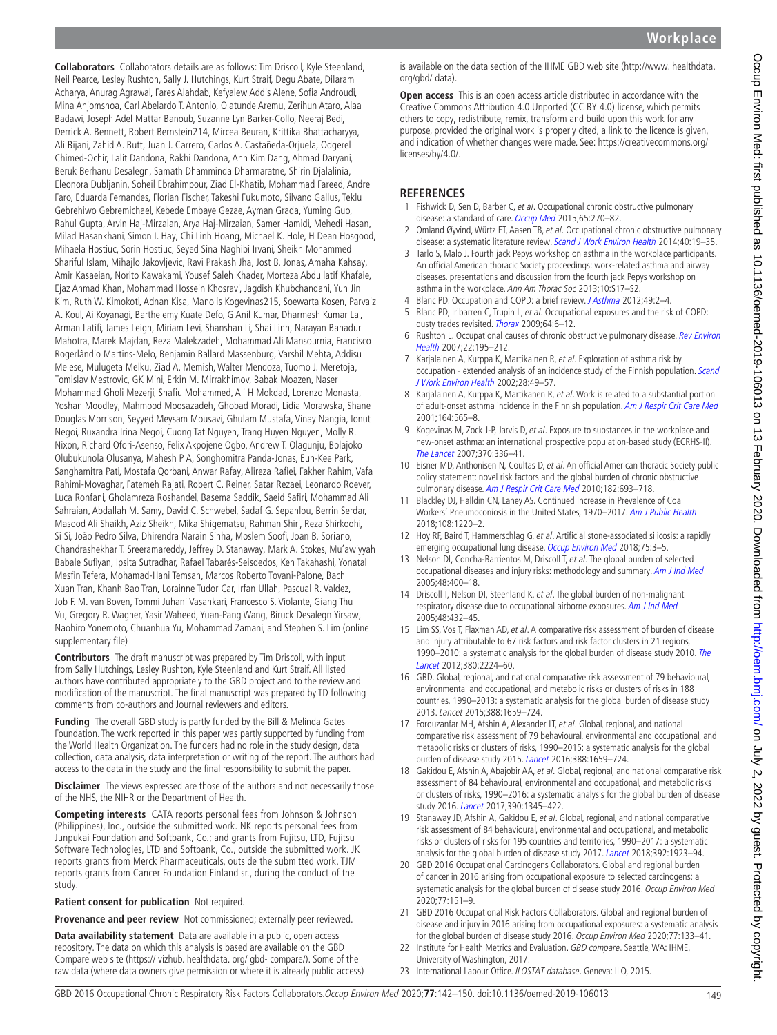**Collaborators** Collaborators details are as follows: Tim Driscoll, Kyle Steenland, Neil Pearce, Lesley Rushton, Sally J. Hutchings, Kurt Straif, Degu Abate, Dilaram Acharya, Anurag Agrawal, Fares Alahdab, Kefyalew Addis Alene, Sofia Androudi, Mina Anjomshoa, Carl Abelardo T. Antonio, Olatunde Aremu, Zerihun Ataro, Alaa Badawi, Joseph Adel Mattar Banoub, Suzanne Lyn Barker-Collo, Neeraj Bedi, Derrick A. Bennett, Robert Bernstein214, Mircea Beuran, Krittika Bhattacharyya, Ali Bijani, Zahid A. Butt, Juan J. Carrero, Carlos A. Castañeda-Orjuela, Odgerel Chimed-Ochir, Lalit Dandona, Rakhi Dandona, Anh Kim Dang, Ahmad Daryani, Beruk Berhanu Desalegn, Samath Dhamminda Dharmaratne, Shirin Djalalinia, Eleonora Dubljanin, Soheil Ebrahimpour, Ziad El-Khatib, Mohammad Fareed, Andre Faro, Eduarda Fernandes, Florian Fischer, Takeshi Fukumoto, Silvano Gallus, Teklu Gebrehiwo Gebremichael, Kebede Embaye Gezae, Ayman Grada, Yuming Guo, Rahul Gupta, Arvin Haj-Mirzaian, Arya Haj-Mirzaian, Samer Hamidi, Mehedi Hasan, Milad Hasankhani, Simon I. Hay, Chi Linh Hoang, Michael K. Hole, H Dean Hosgood, Mihaela Hostiuc, Sorin Hostiuc, Seyed Sina Naghibi Irvani, Sheikh Mohammed Shariful Islam, Mihajlo Jakovljevic, Ravi Prakash Jha, Jost B. Jonas, Amaha Kahsay, Amir Kasaeian, Norito Kawakami, Yousef Saleh Khader, Morteza Abdullatif Khafaie, Ejaz Ahmad Khan, Mohammad Hossein Khosravi, Jagdish Khubchandani, Yun Jin Kim, Ruth W. Kimokoti, Adnan Kisa, Manolis Kogevinas215, Soewarta Kosen, Parvaiz A. Koul, Ai Koyanagi, Barthelemy Kuate Defo, G Anil Kumar, Dharmesh Kumar Lal, Arman Latifi, James Leigh, Miriam Levi, Shanshan Li, Shai Linn, Narayan Bahadur Mahotra, Marek Majdan, Reza Malekzadeh, Mohammad Ali Mansournia, Francisco Rogerlândio Martins-Melo, Benjamin Ballard Massenburg, Varshil Mehta, Addisu Melese, Mulugeta Melku, Ziad A. Memish, Walter Mendoza, Tuomo J. Meretoja, Tomislav Mestrovic, GK Mini, Erkin M. Mirrakhimov, Babak Moazen, Naser Mohammad Gholi Mezerji, Shafiu Mohammed, Ali H Mokdad, Lorenzo Monasta, Yoshan Moodley, Mahmood Moosazadeh, Ghobad Moradi, Lidia Morawska, Shane Douglas Morrison, Seyyed Meysam Mousavi, Ghulam Mustafa, Vinay Nangia, Ionut Negoi, Ruxandra Irina Negoi, Cuong Tat Nguyen, Trang Huyen Nguyen, Molly R. Nixon, Richard Ofori-Asenso, Felix Akpojene Ogbo, Andrew T. Olagunju, Bolajoko Olubukunola Olusanya, Mahesh P A, Songhomitra Panda-Jonas, Eun-Kee Park, Sanghamitra Pati, Mostafa Qorbani, Anwar Rafay, Alireza Rafiei, Fakher Rahim, Vafa Rahimi-Movaghar, Fatemeh Rajati, Robert C. Reiner, Satar Rezaei, Leonardo Roever, Luca Ronfani, Gholamreza Roshandel, Basema Saddik, Saeid Safiri, Mohammad Ali Sahraian, Abdallah M. Samy, David C. Schwebel, Sadaf G. Sepanlou, Berrin Serdar, Masood Ali Shaikh, Aziz Sheikh, Mika Shigematsu, Rahman Shiri, Reza Shirkoohi, Si Si, João Pedro Silva, Dhirendra Narain Sinha, Moslem Soofi, Joan B. Soriano, Chandrashekhar T. Sreeramareddy, Jeffrey D. Stanaway, Mark A. Stokes, Mu'awiyyah Babale Sufiyan, Ipsita Sutradhar, Rafael Tabarés-Seisdedos, Ken Takahashi, Yonatal Mesfin Tefera, Mohamad-Hani Temsah, Marcos Roberto Tovani-Palone, Bach Xuan Tran, Khanh Bao Tran, Lorainne Tudor Car, Irfan Ullah, Pascual R. Valdez, Job F. M. van Boven, Tommi Juhani Vasankari, Francesco S. Violante, Giang Thu Vu, Gregory R. Wagner, Yasir Waheed, Yuan-Pang Wang, Biruck Desalegn Yirsaw, Naohiro Yonemoto, Chuanhua Yu, Mohammad Zamani, and Stephen S. Lim (online supplementary file)

**Contributors** The draft manuscript was prepared by Tim Driscoll, with input from Sally Hutchings, Lesley Rushton, Kyle Steenland and Kurt Straif. All listed authors have contributed appropriately to the GBD project and to the review and modification of the manuscript. The final manuscript was prepared by TD following comments from co-authors and Journal reviewers and editors.

**Funding** The overall GBD study is partly funded by the Bill & Melinda Gates Foundation. The work reported in this paper was partly supported by funding from the World Health Organization. The funders had no role in the study design, data collection, data analysis, data interpretation or writing of the report. The authors had access to the data in the study and the final responsibility to submit the paper.

**Disclaimer** The views expressed are those of the authors and not necessarily those of the NHS, the NIHR or the Department of Health.

**Competing interests** CATA reports personal fees from Johnson & Johnson (Philippines), Inc., outside the submitted work. NK reports personal fees from Junpukai Foundation and Softbank, Co.; and grants from Fujitsu, LTD, Fujitsu Software Technologies, LTD and Softbank, Co., outside the submitted work. JK reports grants from Merck Pharmaceuticals, outside the submitted work. TJM reports grants from Cancer Foundation Finland sr., during the conduct of the study.

**Patient consent for publication** Not required.

**Provenance and peer review** Not commissioned; externally peer reviewed.

**Data availability statement** Data are available in a public, open access repository. The data on which this analysis is based are available on the GBD Compare web site (https:// vizhub. healthdata. org/ gbd- compare/). Some of the raw data (where data owners give permission or where it is already public access) is available on the data section of the IHME GBD web site (http://www. healthdata. org/gbd/ data).

**Open access** This is an open access article distributed in accordance with the Creative Commons Attribution 4.0 Unported (CC BY 4.0) license, which permits others to copy, redistribute, remix, transform and build upon this work for any purpose, provided the original work is properly cited, a link to the licence is given, and indication of whether changes were made. See: https://creativecommons.org/licenses/by/4.0/.

## REFERENCES

1. Fishwick D, Sen D, Barber C, *et al*. Occupational chronic obstructive pulmonary disease: a standard of care. *Occup Med* 2015;65:270–82.
2. Omland Øyvind, Würtz ET, Aasen TB, *et al*. Occupational chronic obstructive pulmonary disease: a systematic literature review. *Scand J Work Environ Health* 2014;40:19–35.
3. Tarlo S, Malo J. Fourth jack Pepys workshop on asthma in the workplace participants. An official American thoracic Society proceedings: work-related asthma and airway diseases. presentations and discussion from the fourth jack Pepys workshop on asthma in the workplace. *Ann Am Thorac Soc* 2013;10:S17–S2.
4. Blanc PD. Occupation and COPD: a brief review. *J Asthma* 2012;49:2–4.
5. Blanc PD, Iribarren C, Trupin L, *et al*. Occupational exposures and the risk of COPD: dusty trades revisited. *Thorax* 2009;64:6–12.
6. Rushton L. Occupational causes of chronic obstructive pulmonary disease. *Rev Environ Health* 2007;22:195–212.
7. Karjalainen A, Kurppa K, Martikainen R, *et al*. Exploration of asthma risk by occupation - extended analysis of an incidence study of the Finnish population. *Scand J Work Environ Health* 2002;28:49–57.
8. Karjalainen A, Kurppa K, Martikanen R, *et al*. Work is related to a substantial portion of adult-onset asthma incidence in the Finnish population. *Am J Respir Crit Care Med* 2001;164:565–8.
9. Kogevinas M, Zock J-P, Jarvis D, *et al*. Exposure to substances in the workplace and new-onset asthma: an international prospective population-based study (ECRHS-II). *The Lancet* 2007;370:336–41.
10. Eisner MD, Anthonisen N, Coultas D, *et al*. An official American thoracic Society public policy statement: novel risk factors and the global burden of chronic obstructive pulmonary disease. *Am J Respir Crit Care Med* 2010;182:693–718.
11. Blackley DJ, Halldin CN, Laney AS. Continued Increase in Prevalence of Coal Workers' Pneumoconiosis in the United States, 1970–2017. *Am J Public Health* 2018;108:1220–2.
12. Hoy RF, Baird T, Hammerschlag G, *et al*. Artificial stone-associated silicosis: a rapidly emerging occupational lung disease. *Occup Environ Med* 2018;75:3–5.
13. Nelson DI, Concha-Barrientos M, Driscoll T, *et al*. The global burden of selected occupational diseases and injury risks: methodology and summary. *Am J Ind Med* 2005;48:400–18.
14. Driscoll T, Nelson DI, Steenland K, *et al*. The global burden of non-malignant respiratory disease due to occupational airborne exposures. *Am J Ind Med* 2005;48:432–45.
15. Lim SS, Vos T, Flaxman AD, *et al*. A comparative risk assessment of burden of disease and injury attributable to 67 risk factors and risk factor clusters in 21 regions, 1990–2010: a systematic analysis for the global burden of disease study 2010. *The Lancet* 2012;380:2224–60.
16. GBD. Global, regional, and national comparative risk assessment of 79 behavioural, environmental and occupational, and metabolic risks or clusters of risks in 188 countries, 1990–2013: a systematic analysis for the global burden of disease study 2013. *Lancet* 2015;388:1659–724.
17. Forouzanfar MH, Afshin A, Alexander LT, *et al*. Global, regional, and national comparative risk assessment of 79 behavioural, environmental and occupational, and metabolic risks or clusters of risks, 1990–2015: a systematic analysis for the global burden of disease study 2015. *Lancet* 2016;388:1659–724.
18. Gakidou E, Afshin A, Abajobir AA, *et al*. Global, regional, and national comparative risk assessment of 84 behavioural, environmental and occupational, and metabolic risks or clusters of risks, 1990–2016: a systematic analysis for the global burden of disease study 2016. *Lancet* 2017;390:1345–422.
19. Stanaway JD, Afshin A, Gakidou E, *et al*. Global, regional, and national comparative risk assessment of 84 behavioural, environmental and occupational, and metabolic risks or clusters of risks for 195 countries and territories, 1990–2017: a systematic analysis for the global burden of disease study 2017. *Lancet* 2018;392:1923–94.
20. GBD 2016 Occupational Carcinogens Collaborators. Global and regional burden of cancer in 2016 arising from occupational exposure to selected carcinogens: a systematic analysis for the global burden of disease study 2016. *Occup Environ Med* 2020;77:151–9.
21. GBD 2016 Occupational Risk Factors Collaborators. Global and regional burden of disease and injury in 2016 arising from occupational exposures: a systematic analysis for the global burden of disease study 2016. *Occup Environ Med* 2020;77:133–41.
22. Institute for Health Metrics and Evaluation. *GBD compare*. Seattle, WA: IHME, University of Washington, 2017.
23. International Labour Office. *ILOSTAT database*. Geneva: ILO, 2015.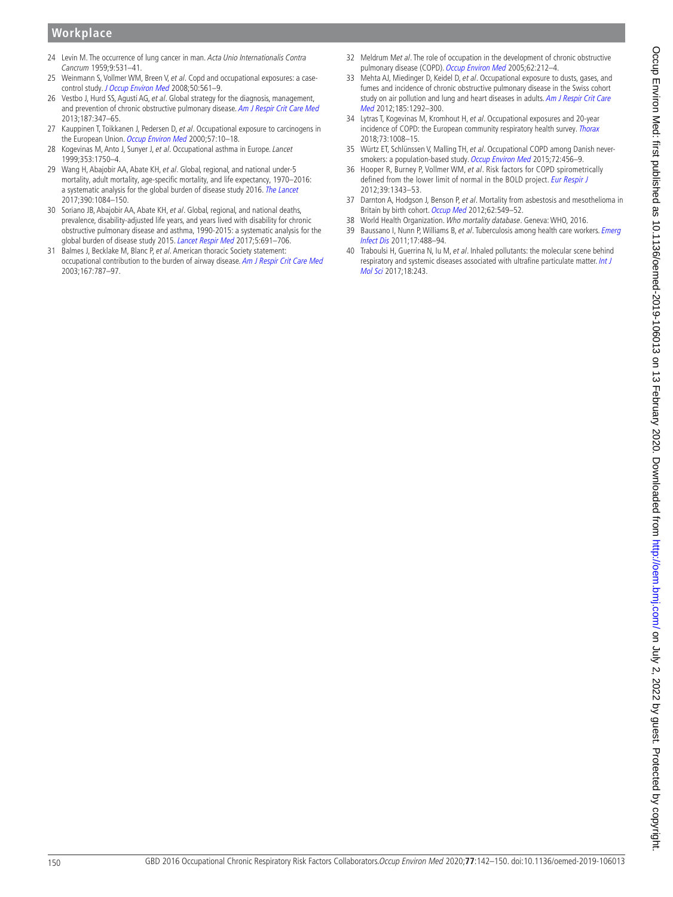24 Levin M. The occurrence of lung cancer in man. *Acta Unio Internationalis Contra Cancrum* 1959;9:531–41.
25 Weinmann S, Vollmer WM, Breen V, *et al*. Copd and occupational exposures: a case-control study. *J Occup Environ Med* 2008;50:561–9.
26 Vestbo J, Hurd SS, Agustí AG, *et al*. Global strategy for the diagnosis, management, and prevention of chronic obstructive pulmonary disease. *Am J Respir Crit Care Med* 2013;187:347–65.
27 Kauppinen T, Toikkanen J, Pedersen D, *et al*. Occupational exposure to carcinogens in the European Union. *Occup Environ Med* 2000;57:10–18.
28 Kogevinas M, Anto J, Sunyer J, *et al*. Occupational asthma in Europe. *Lancet* 1999;353:1750–4.
29 Wang H, Abajobir AA, Abate KH, *et al*. Global, regional, and national under-5 mortality, adult mortality, age-specific mortality, and life expectancy, 1970–2016: a systematic analysis for the global burden of disease study 2016. *The Lancet* 2017;390:1084–150.
30 Soriano JB, Abajobir AA, Abate KH, *et al*. Global, regional, and national deaths, prevalence, disability-adjusted life years, and years lived with disability for chronic obstructive pulmonary disease and asthma, 1990-2015: a systematic analysis for the global burden of disease study 2015. *Lancet Respir Med* 2017;5:691–706.
31 Balmes J, Becklake M, Blanc P, *et al*. American thoracic Society statement: occupational contribution to the burden of airway disease. *Am J Respir Crit Care Med* 2003;167:787–97.
32 Meldrum M*et al*. The role of occupation in the development of chronic obstructive pulmonary disease (COPD). *Occup Environ Med* 2005;62:212–4.
33 Mehta AJ, Miedinger D, Keidel D, *et al*. Occupational exposure to dusts, gases, and fumes and incidence of chronic obstructive pulmonary disease in the Swiss cohort study on air pollution and lung and heart diseases in adults. *Am J Respir Crit Care Med* 2012;185:1292–300.
34 Lytras T, Kogevinas M, Kromhout H, *et al*. Occupational exposures and 20-year incidence of COPD: the European community respiratory health survey. *Thorax* 2018;73:1008–15.
35 Würtz ET, Schlünssen V, Malling TH, *et al*. Occupational COPD among Danish never-smokers: a population-based study. *Occup Environ Med* 2015;72:456–9.
36 Hooper R, Burney P, Vollmer WM, *et al*. Risk factors for COPD spirometrically defined from the lower limit of normal in the BOLD project. *Eur Respir J* 2012;39:1343–53.
37 Darnton A, Hodgson J, Benson P, *et al*. Mortality from asbestosis and mesothelioma in Britain by birth cohort. *Occup Med* 2012;62:549–52.
38 World Health Organization. *Who mortality database*. Geneva: WHO, 2016.
39 Baussano I, Nunn P, Williams B, *et al*. Tuberculosis among health care workers. *Emerg Infect Dis* 2011;17:488–94.
40 Traboulsi H, Guerrina N, Iu M, *et al*. Inhaled pollutants: the molecular scene behind respiratory and systemic diseases associated with ultrafine particulate matter. *Int J Mol Sci* 2017;18:243.